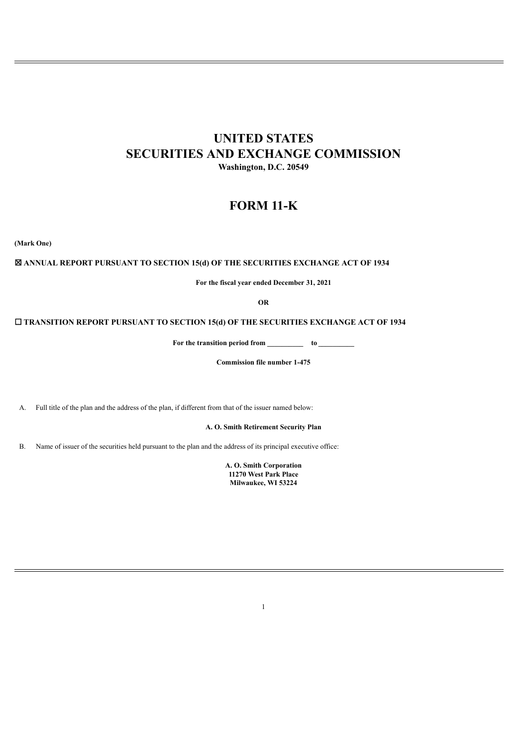# UNITED STATES
# SECURITIES AND EXCHANGE COMMISSION

**Washington, D.C. 20549**

# FORM 11-K

**(Mark One)**

**☒ ANNUAL REPORT PURSUANT TO SECTION 15(d) OF THE SECURITIES EXCHANGE ACT OF 1934**

**For the fiscal year ended December 31, 2021**

**OR**

**☐ TRANSITION REPORT PURSUANT TO SECTION 15(d) OF THE SECURITIES EXCHANGE ACT OF 1934**

**For the transition period from __________ to __________**

**Commission file number 1-475**

A. Full title of the plan and the address of the plan, if different from that of the issuer named below:

**A. O. Smith Retirement Security Plan**

B. Name of issuer of the securities held pursuant to the plan and the address of its principal executive office:

**A. O. Smith Corporation**
**11270 West Park Place**
**Milwaukee, WI 53224**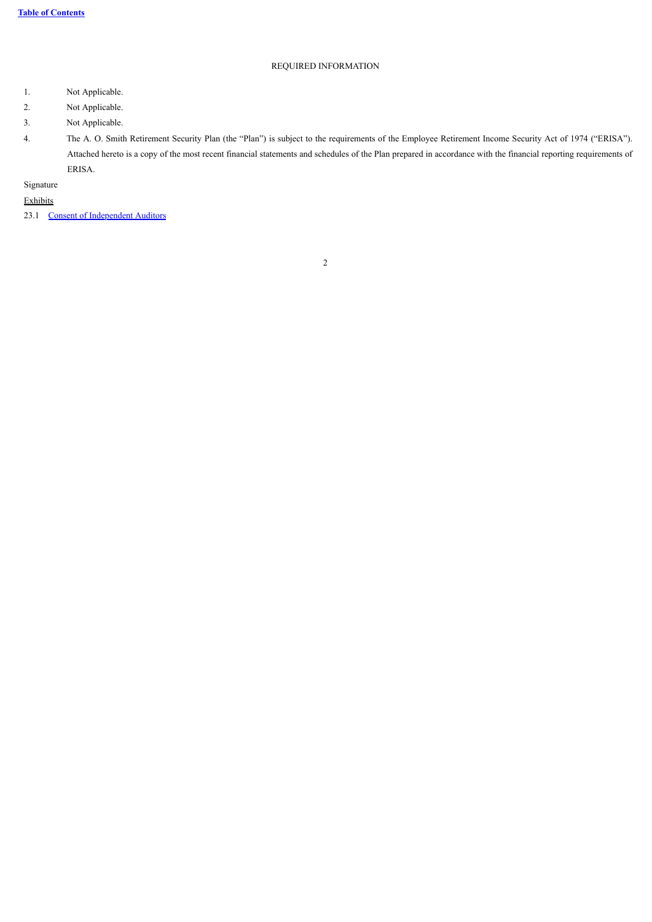REQUIRED INFORMATION

1. Not Applicable.
2. Not Applicable.
3. Not Applicable.
4. The A. O. Smith Retirement Security Plan (the "Plan") is subject to the requirements of the Employee Retirement Income Security Act of 1974 ("ERISA"). Attached hereto is a copy of the most recent financial statements and schedules of the Plan prepared in accordance with the financial reporting requirements of ERISA.

Signature

Exhibits

23.1 Consent of Independent Auditors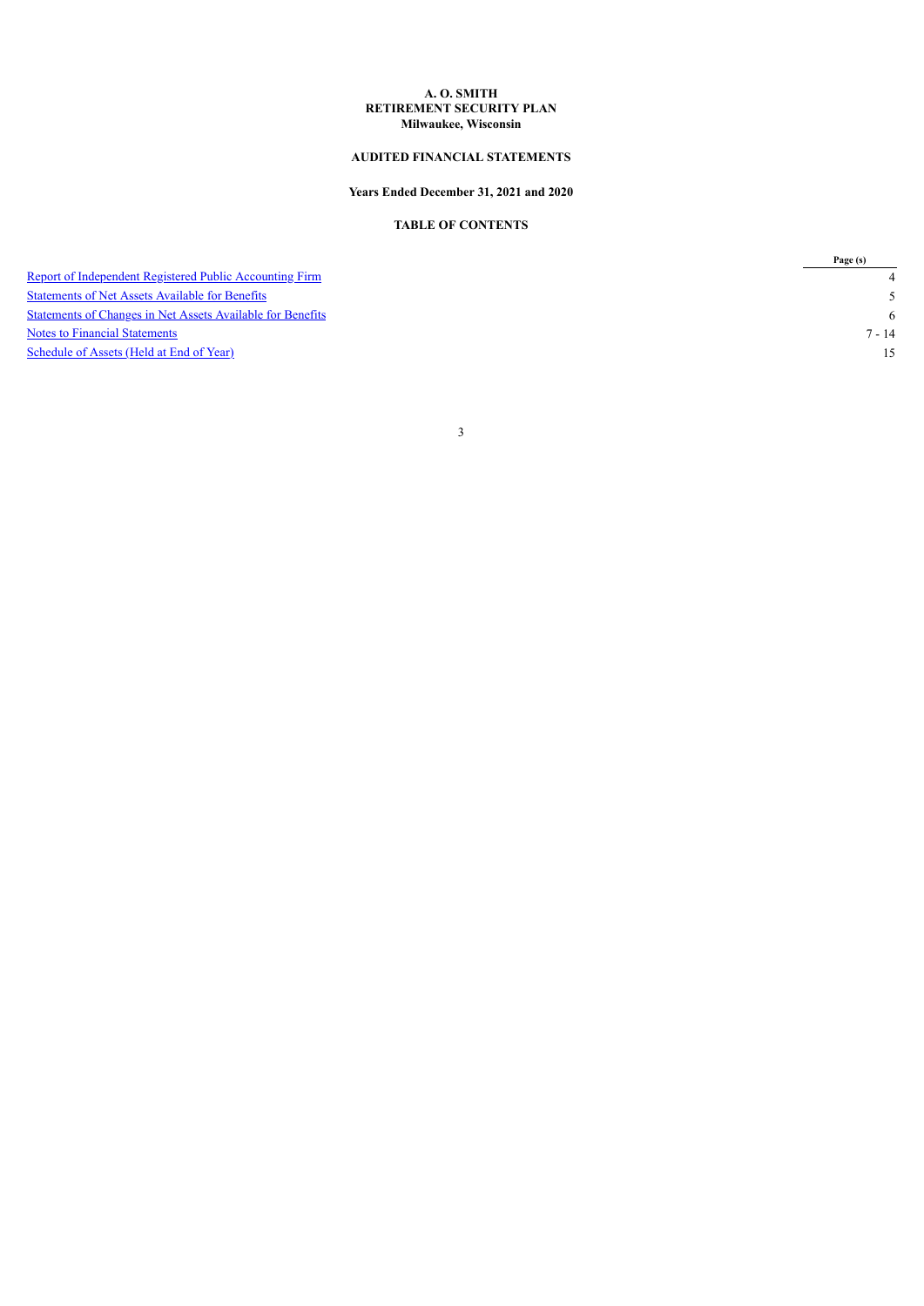**A. O. SMITH**
**RETIREMENT SECURITY PLAN**
**Milwaukee, Wisconsin**

**AUDITED FINANCIAL STATEMENTS**

**Years Ended December 31, 2021 and 2020**

**TABLE OF CONTENTS**

| | Page (s) |
|---|---|
| Report of Independent Registered Public Accounting Firm | 4 |
| Statements of Net Assets Available for Benefits | 5 |
| Statements of Changes in Net Assets Available for Benefits | 6 |
| Notes to Financial Statements | 7 - 14 |
| Schedule of Assets (Held at End of Year) | 15 |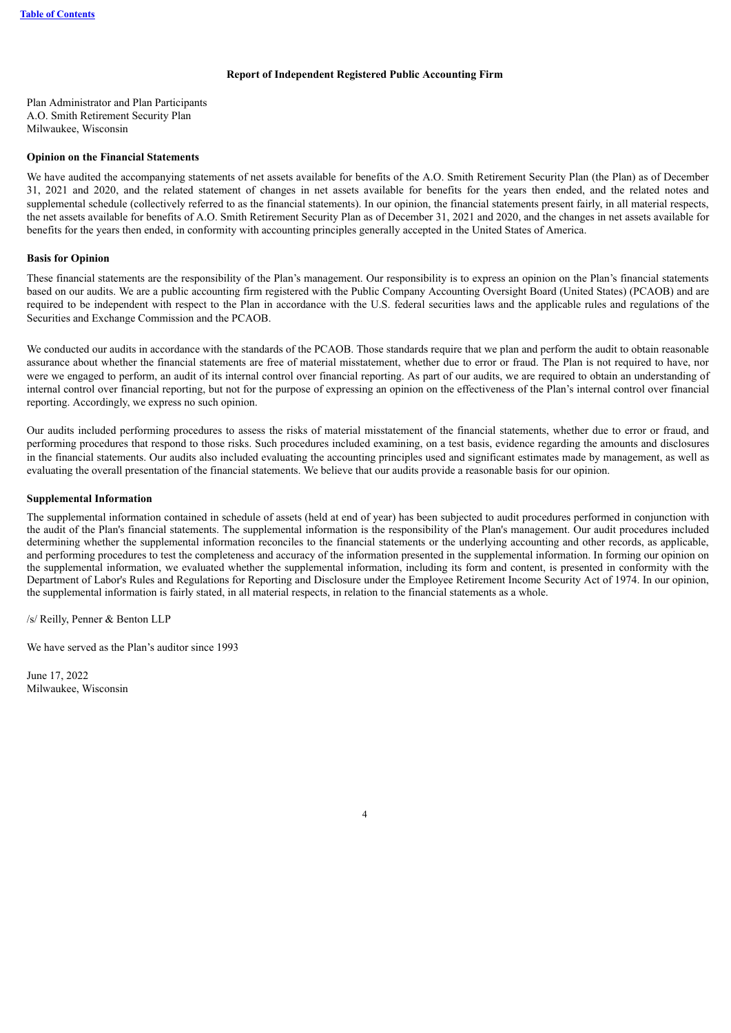## Report of Independent Registered Public Accounting Firm

Plan Administrator and Plan Participants
A.O. Smith Retirement Security Plan
Milwaukee, Wisconsin

**Opinion on the Financial Statements**

We have audited the accompanying statements of net assets available for benefits of the A.O. Smith Retirement Security Plan (the Plan) as of December 31, 2021 and 2020, and the related statement of changes in net assets available for benefits for the years then ended, and the related notes and supplemental schedule (collectively referred to as the financial statements). In our opinion, the financial statements present fairly, in all material respects, the net assets available for benefits of A.O. Smith Retirement Security Plan as of December 31, 2021 and 2020, and the changes in net assets available for benefits for the years then ended, in conformity with accounting principles generally accepted in the United States of America.

**Basis for Opinion**

These financial statements are the responsibility of the Plan's management. Our responsibility is to express an opinion on the Plan's financial statements based on our audits. We are a public accounting firm registered with the Public Company Accounting Oversight Board (United States) (PCAOB) and are required to be independent with respect to the Plan in accordance with the U.S. federal securities laws and the applicable rules and regulations of the Securities and Exchange Commission and the PCAOB.

We conducted our audits in accordance with the standards of the PCAOB. Those standards require that we plan and perform the audit to obtain reasonable assurance about whether the financial statements are free of material misstatement, whether due to error or fraud. The Plan is not required to have, nor were we engaged to perform, an audit of its internal control over financial reporting. As part of our audits, we are required to obtain an understanding of internal control over financial reporting, but not for the purpose of expressing an opinion on the effectiveness of the Plan's internal control over financial reporting. Accordingly, we express no such opinion.

Our audits included performing procedures to assess the risks of material misstatement of the financial statements, whether due to error or fraud, and performing procedures that respond to those risks. Such procedures included examining, on a test basis, evidence regarding the amounts and disclosures in the financial statements. Our audits also included evaluating the accounting principles used and significant estimates made by management, as well as evaluating the overall presentation of the financial statements. We believe that our audits provide a reasonable basis for our opinion.

**Supplemental Information**

The supplemental information contained in schedule of assets (held at end of year) has been subjected to audit procedures performed in conjunction with the audit of the Plan's financial statements. The supplemental information is the responsibility of the Plan's management. Our audit procedures included determining whether the supplemental information reconciles to the financial statements or the underlying accounting and other records, as applicable, and performing procedures to test the completeness and accuracy of the information presented in the supplemental information. In forming our opinion on the supplemental information, we evaluated whether the supplemental information, including its form and content, is presented in conformity with the Department of Labor's Rules and Regulations for Reporting and Disclosure under the Employee Retirement Income Security Act of 1974. In our opinion, the supplemental information is fairly stated, in all material respects, in relation to the financial statements as a whole.

/s/ Reilly, Penner & Benton LLP

We have served as the Plan's auditor since 1993

June 17, 2022
Milwaukee, Wisconsin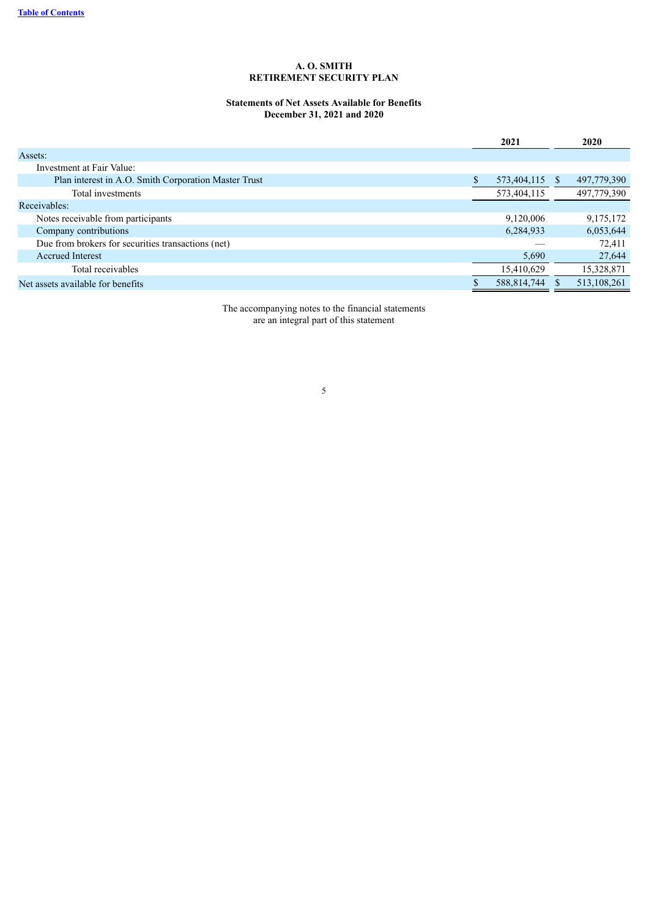**A. O. SMITH**
**RETIREMENT SECURITY PLAN**

**Statements of Net Assets Available for Benefits**
**December 31, 2021 and 2020**

| | 2021 | 2020 |
|---|---|---|
| Assets: | | |
| Investment at Fair Value: | | |
| Plan interest in A.O. Smith Corporation Master Trust | $ 573,404,115 | $ 497,779,390 |
| Total investments | 573,404,115 | 497,779,390 |
| Receivables: | | |
| Notes receivable from participants | 9,120,006 | 9,175,172 |
| Company contributions | 6,284,933 | 6,053,644 |
| Due from brokers for securities transactions (net) | — | 72,411 |
| Accrued Interest | 5,690 | 27,644 |
| Total receivables | 15,410,629 | 15,328,871 |
| Net assets available for benefits | $ 588,814,744 | $ 513,108,261 |

The accompanying notes to the financial statements
are an integral part of this statement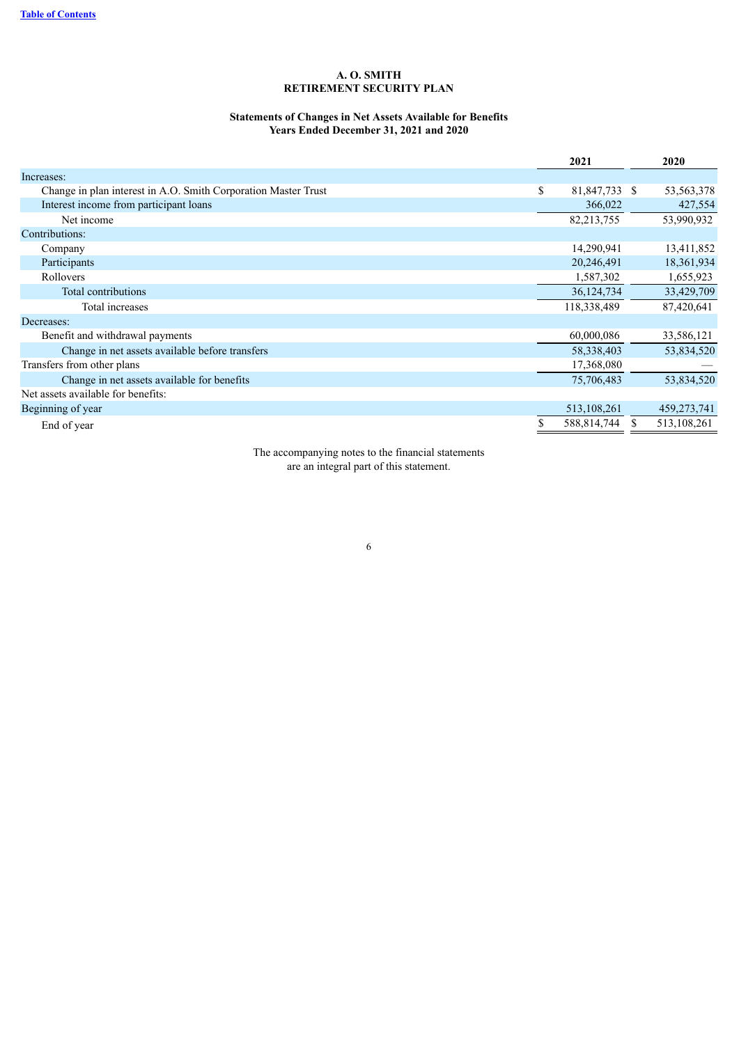**A. O. SMITH**
**RETIREMENT SECURITY PLAN**

**Statements of Changes in Net Assets Available for Benefits**
**Years Ended December 31, 2021 and 2020**

| | 2021 | 2020 |
|---|---|---|
| Increases: | | |
| Change in plan interest in A.O. Smith Corporation Master Trust | $ 81,847,733 | $ 53,563,378 |
| Interest income from participant loans | 366,022 | 427,554 |
| Net income | 82,213,755 | 53,990,932 |
| Contributions: | | |
| Company | 14,290,941 | 13,411,852 |
| Participants | 20,246,491 | 18,361,934 |
| Rollovers | 1,587,302 | 1,655,923 |
| Total contributions | 36,124,734 | 33,429,709 |
| Total increases | 118,338,489 | 87,420,641 |
| Decreases: | | |
| Benefit and withdrawal payments | 60,000,086 | 33,586,121 |
| Change in net assets available before transfers | 58,338,403 | 53,834,520 |
| Transfers from other plans | 17,368,080 | — |
| Change in net assets available for benefits | 75,706,483 | 53,834,520 |
| Net assets available for benefits: | | |
| Beginning of year | 513,108,261 | 459,273,741 |
| End of year | $ 588,814,744 | $ 513,108,261 |

The accompanying notes to the financial statements are an integral part of this statement.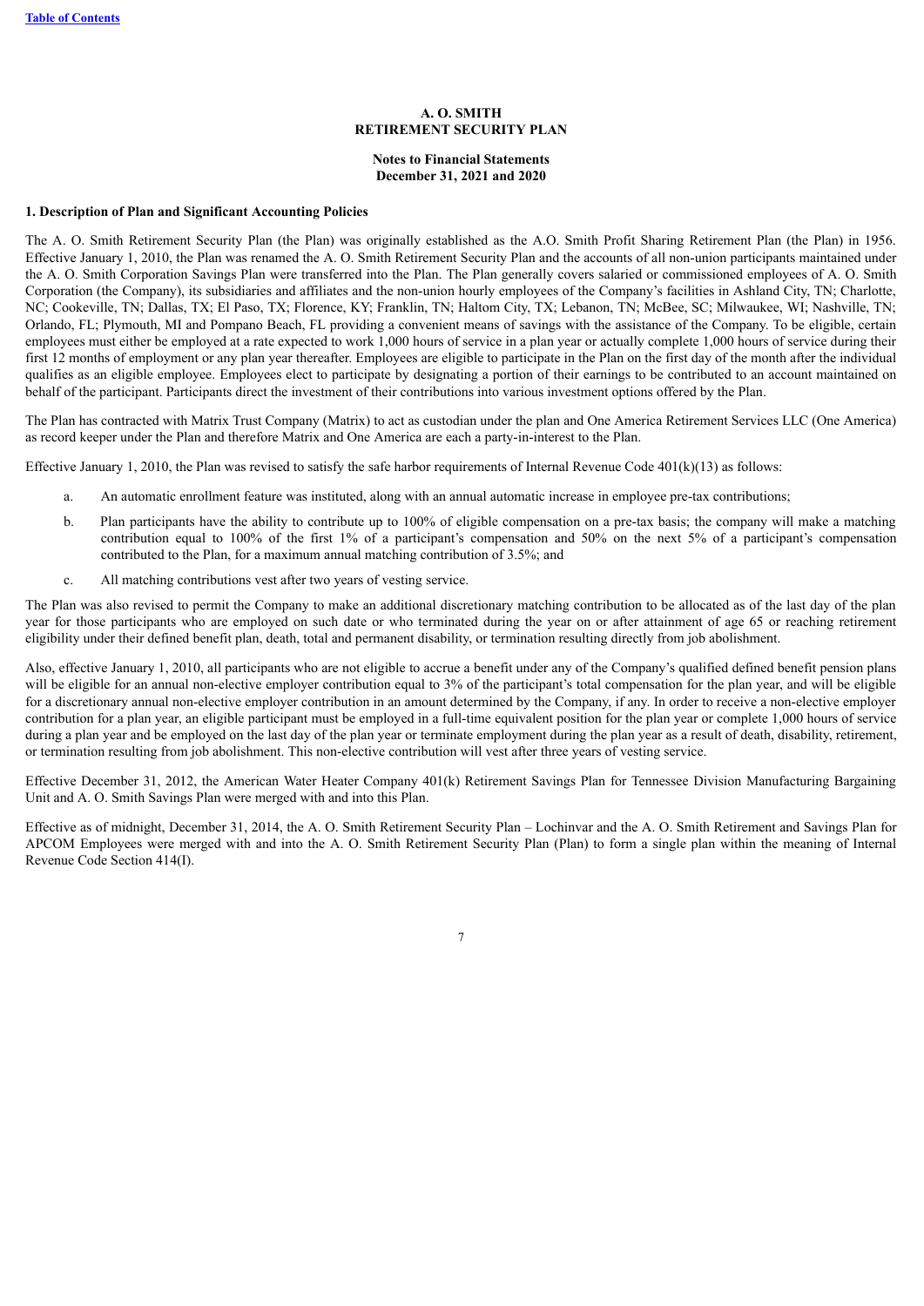**A. O. SMITH**
**RETIREMENT SECURITY PLAN**

**Notes to Financial Statements**
**December 31, 2021 and 2020**

### 1. Description of Plan and Significant Accounting Policies

The A. O. Smith Retirement Security Plan (the Plan) was originally established as the A.O. Smith Profit Sharing Retirement Plan (the Plan) in 1956. Effective January 1, 2010, the Plan was renamed the A. O. Smith Retirement Security Plan and the accounts of all non-union participants maintained under the A. O. Smith Corporation Savings Plan were transferred into the Plan. The Plan generally covers salaried or commissioned employees of A. O. Smith Corporation (the Company), its subsidiaries and affiliates and the non-union hourly employees of the Company's facilities in Ashland City, TN; Charlotte, NC; Cookeville, TN; Dallas, TX; El Paso, TX; Florence, KY; Franklin, TN; Haltom City, TX; Lebanon, TN; McBee, SC; Milwaukee, WI; Nashville, TN; Orlando, FL; Plymouth, MI and Pompano Beach, FL providing a convenient means of savings with the assistance of the Company. To be eligible, certain employees must either be employed at a rate expected to work 1,000 hours of service in a plan year or actually complete 1,000 hours of service during their first 12 months of employment or any plan year thereafter. Employees are eligible to participate in the Plan on the first day of the month after the individual qualifies as an eligible employee. Employees elect to participate by designating a portion of their earnings to be contributed to an account maintained on behalf of the participant. Participants direct the investment of their contributions into various investment options offered by the Plan.

The Plan has contracted with Matrix Trust Company (Matrix) to act as custodian under the plan and One America Retirement Services LLC (One America) as record keeper under the Plan and therefore Matrix and One America are each a party-in-interest to the Plan.

Effective January 1, 2010, the Plan was revised to satisfy the safe harbor requirements of Internal Revenue Code 401(k)(13) as follows:

a. An automatic enrollment feature was instituted, along with an annual automatic increase in employee pre-tax contributions;

b. Plan participants have the ability to contribute up to 100% of eligible compensation on a pre-tax basis; the company will make a matching contribution equal to 100% of the first 1% of a participant's compensation and 50% on the next 5% of a participant's compensation contributed to the Plan, for a maximum annual matching contribution of 3.5%; and

c. All matching contributions vest after two years of vesting service.

The Plan was also revised to permit the Company to make an additional discretionary matching contribution to be allocated as of the last day of the plan year for those participants who are employed on such date or who terminated during the year on or after attainment of age 65 or reaching retirement eligibility under their defined benefit plan, death, total and permanent disability, or termination resulting directly from job abolishment.

Also, effective January 1, 2010, all participants who are not eligible to accrue a benefit under any of the Company's qualified defined benefit pension plans will be eligible for an annual non-elective employer contribution equal to 3% of the participant's total compensation for the plan year, and will be eligible for a discretionary annual non-elective employer contribution in an amount determined by the Company, if any. In order to receive a non-elective employer contribution for a plan year, an eligible participant must be employed in a full-time equivalent position for the plan year or complete 1,000 hours of service during a plan year and be employed on the last day of the plan year or terminate employment during the plan year as a result of death, disability, retirement, or termination resulting from job abolishment. This non-elective contribution will vest after three years of vesting service.

Effective December 31, 2012, the American Water Heater Company 401(k) Retirement Savings Plan for Tennessee Division Manufacturing Bargaining Unit and A. O. Smith Savings Plan were merged with and into this Plan.

Effective as of midnight, December 31, 2014, the A. O. Smith Retirement Security Plan – Lochinvar and the A. O. Smith Retirement and Savings Plan for APCOM Employees were merged with and into the A. O. Smith Retirement Security Plan (Plan) to form a single plan within the meaning of Internal Revenue Code Section 414(I).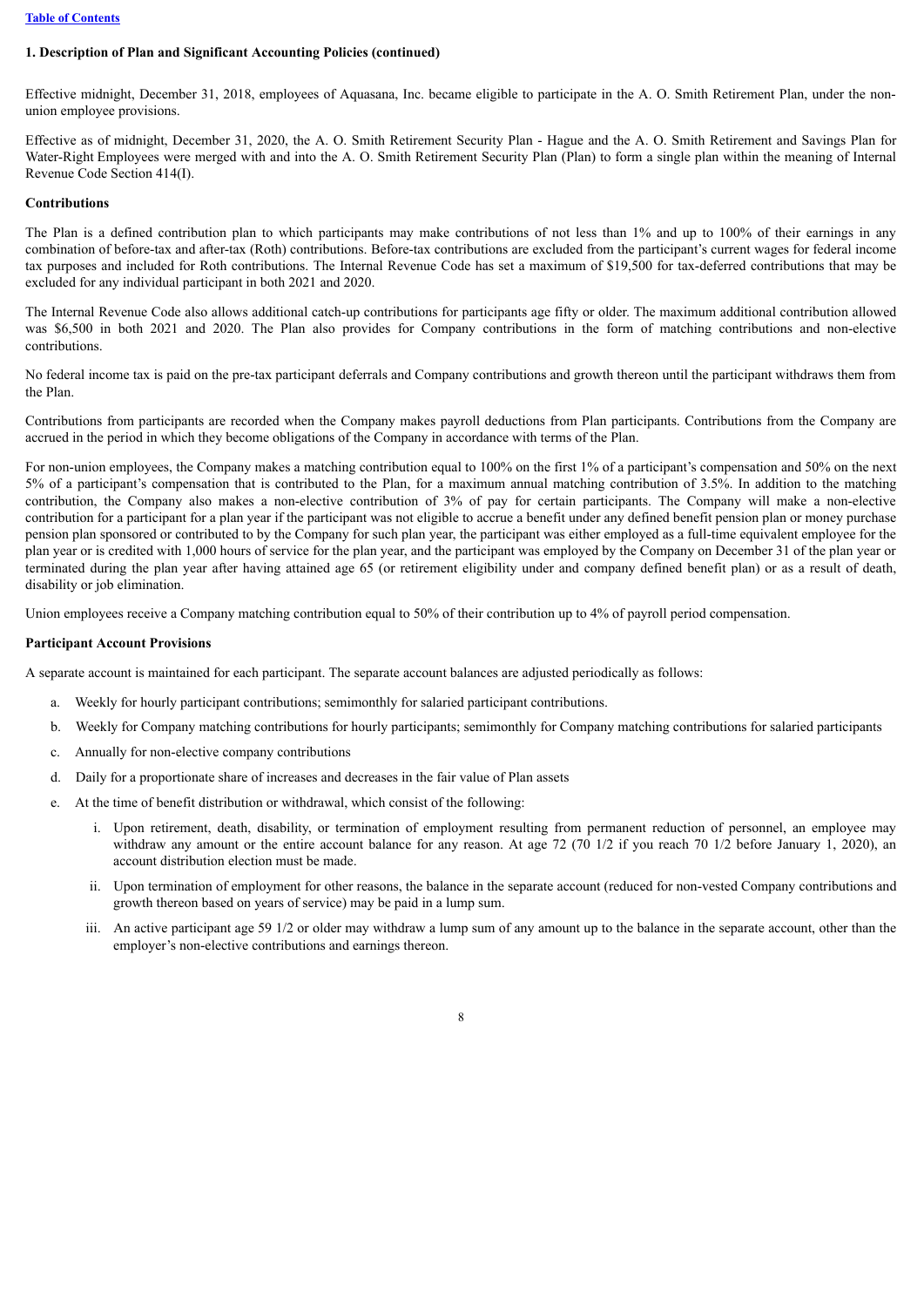[Table of Contents](#)

**1. Description of Plan and Significant Accounting Policies (continued)**

Effective midnight, December 31, 2018, employees of Aquasana, Inc. became eligible to participate in the A. O. Smith Retirement Plan, under the non-union employee provisions.

Effective as of midnight, December 31, 2020, the A. O. Smith Retirement Security Plan - Hague and the A. O. Smith Retirement and Savings Plan for Water-Right Employees were merged with and into the A. O. Smith Retirement Security Plan (Plan) to form a single plan within the meaning of Internal Revenue Code Section 414(I).

**Contributions**

The Plan is a defined contribution plan to which participants may make contributions of not less than 1% and up to 100% of their earnings in any combination of before-tax and after-tax (Roth) contributions. Before-tax contributions are excluded from the participant's current wages for federal income tax purposes and included for Roth contributions. The Internal Revenue Code has set a maximum of $19,500 for tax-deferred contributions that may be excluded for any individual participant in both 2021 and 2020.

The Internal Revenue Code also allows additional catch-up contributions for participants age fifty or older. The maximum additional contribution allowed was $6,500 in both 2021 and 2020. The Plan also provides for Company contributions in the form of matching contributions and non-elective contributions.

No federal income tax is paid on the pre-tax participant deferrals and Company contributions and growth thereon until the participant withdraws them from the Plan.

Contributions from participants are recorded when the Company makes payroll deductions from Plan participants. Contributions from the Company are accrued in the period in which they become obligations of the Company in accordance with terms of the Plan.

For non-union employees, the Company makes a matching contribution equal to 100% on the first 1% of a participant's compensation and 50% on the next 5% of a participant's compensation that is contributed to the Plan, for a maximum annual matching contribution of 3.5%. In addition to the matching contribution, the Company also makes a non-elective contribution of 3% of pay for certain participants. The Company will make a non-elective contribution for a participant for a plan year if the participant was not eligible to accrue a benefit under any defined benefit pension plan or money purchase pension plan sponsored or contributed to by the Company for such plan year, the participant was either employed as a full-time equivalent employee for the plan year or is credited with 1,000 hours of service for the plan year, and the participant was employed by the Company on December 31 of the plan year or terminated during the plan year after having attained age 65 (or retirement eligibility under and company defined benefit plan) or as a result of death, disability or job elimination.

Union employees receive a Company matching contribution equal to 50% of their contribution up to 4% of payroll period compensation.

**Participant Account Provisions**

A separate account is maintained for each participant. The separate account balances are adjusted periodically as follows:

a. Weekly for hourly participant contributions; semimonthly for salaried participant contributions.

b. Weekly for Company matching contributions for hourly participants; semimonthly for Company matching contributions for salaried participants

c. Annually for non-elective company contributions

d. Daily for a proportionate share of increases and decreases in the fair value of Plan assets

e. At the time of benefit distribution or withdrawal, which consist of the following:

   i. Upon retirement, death, disability, or termination of employment resulting from permanent reduction of personnel, an employee may withdraw any amount or the entire account balance for any reason. At age 72 (70 1/2 if you reach 70 1/2 before January 1, 2020), an account distribution election must be made.

   ii. Upon termination of employment for other reasons, the balance in the separate account (reduced for non-vested Company contributions and growth thereon based on years of service) may be paid in a lump sum.

   iii. An active participant age 59 1/2 or older may withdraw a lump sum of any amount up to the balance in the separate account, other than the employer's non-elective contributions and earnings thereon.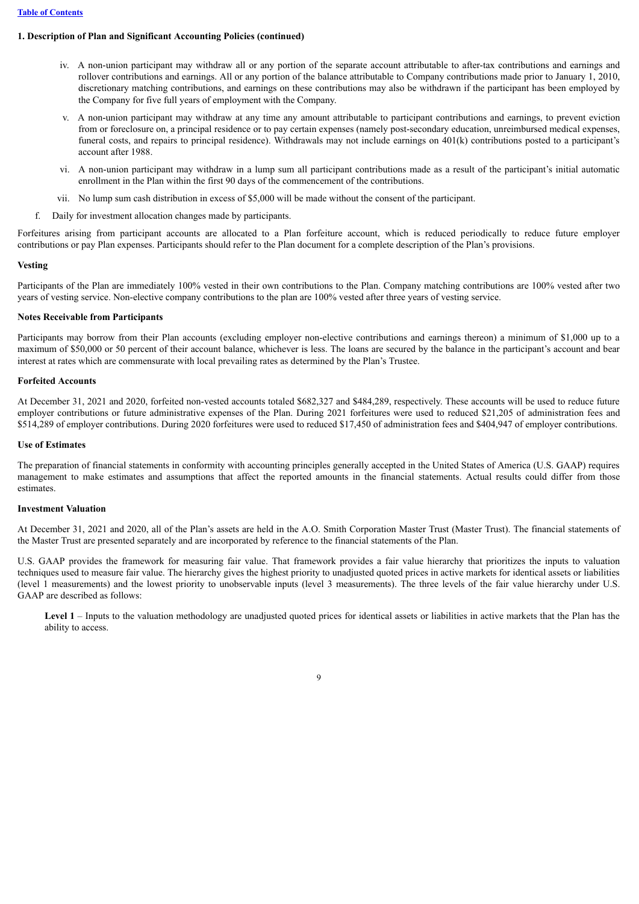**1. Description of Plan and Significant Accounting Policies (continued)**

iv. A non-union participant may withdraw all or any portion of the separate account attributable to after-tax contributions and earnings and rollover contributions and earnings. All or any portion of the balance attributable to Company contributions made prior to January 1, 2010, discretionary matching contributions, and earnings on these contributions may also be withdrawn if the participant has been employed by the Company for five full years of employment with the Company.

v. A non-union participant may withdraw at any time any amount attributable to participant contributions and earnings, to prevent eviction from or foreclosure on, a principal residence or to pay certain expenses (namely post-secondary education, unreimbursed medical expenses, funeral costs, and repairs to principal residence). Withdrawals may not include earnings on 401(k) contributions posted to a participant's account after 1988.

vi. A non-union participant may withdraw in a lump sum all participant contributions made as a result of the participant's initial automatic enrollment in the Plan within the first 90 days of the commencement of the contributions.

vii. No lump sum cash distribution in excess of $5,000 will be made without the consent of the participant.

f. Daily for investment allocation changes made by participants.

Forfeitures arising from participant accounts are allocated to a Plan forfeiture account, which is reduced periodically to reduce future employer contributions or pay Plan expenses. Participants should refer to the Plan document for a complete description of the Plan's provisions.

**Vesting**

Participants of the Plan are immediately 100% vested in their own contributions to the Plan. Company matching contributions are 100% vested after two years of vesting service. Non-elective company contributions to the plan are 100% vested after three years of vesting service.

**Notes Receivable from Participants**

Participants may borrow from their Plan accounts (excluding employer non-elective contributions and earnings thereon) a minimum of $1,000 up to a maximum of $50,000 or 50 percent of their account balance, whichever is less. The loans are secured by the balance in the participant's account and bear interest at rates which are commensurate with local prevailing rates as determined by the Plan's Trustee.

**Forfeited Accounts**

At December 31, 2021 and 2020, forfeited non-vested accounts totaled $682,327 and $484,289, respectively. These accounts will be used to reduce future employer contributions or future administrative expenses of the Plan. During 2021 forfeitures were used to reduced $21,205 of administration fees and $514,289 of employer contributions. During 2020 forfeitures were used to reduced $17,450 of administration fees and $404,947 of employer contributions.

**Use of Estimates**

The preparation of financial statements in conformity with accounting principles generally accepted in the United States of America (U.S. GAAP) requires management to make estimates and assumptions that affect the reported amounts in the financial statements. Actual results could differ from those estimates.

**Investment Valuation**

At December 31, 2021 and 2020, all of the Plan's assets are held in the A.O. Smith Corporation Master Trust (Master Trust). The financial statements of the Master Trust are presented separately and are incorporated by reference to the financial statements of the Plan.

U.S. GAAP provides the framework for measuring fair value. That framework provides a fair value hierarchy that prioritizes the inputs to valuation techniques used to measure fair value. The hierarchy gives the highest priority to unadjusted quoted prices in active markets for identical assets or liabilities (level 1 measurements) and the lowest priority to unobservable inputs (level 3 measurements). The three levels of the fair value hierarchy under U.S. GAAP are described as follows:

**Level 1** – Inputs to the valuation methodology are unadjusted quoted prices for identical assets or liabilities in active markets that the Plan has the ability to access.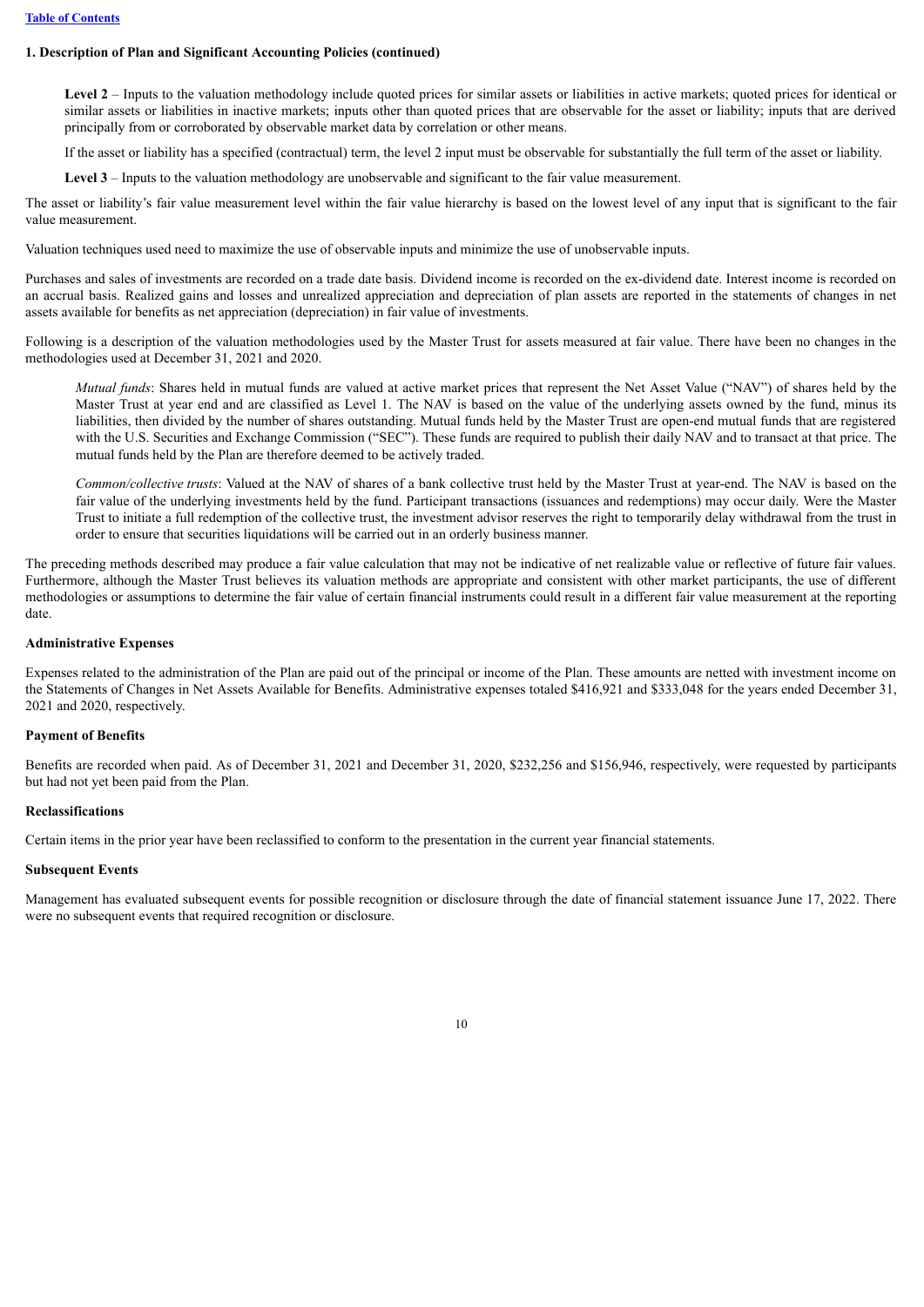**1. Description of Plan and Significant Accounting Policies (continued)**

**Level 2** – Inputs to the valuation methodology include quoted prices for similar assets or liabilities in active markets; quoted prices for identical or similar assets or liabilities in inactive markets; inputs other than quoted prices that are observable for the asset or liability; inputs that are derived principally from or corroborated by observable market data by correlation or other means.

If the asset or liability has a specified (contractual) term, the level 2 input must be observable for substantially the full term of the asset or liability.

**Level 3** – Inputs to the valuation methodology are unobservable and significant to the fair value measurement.

The asset or liability's fair value measurement level within the fair value hierarchy is based on the lowest level of any input that is significant to the fair value measurement.

Valuation techniques used need to maximize the use of observable inputs and minimize the use of unobservable inputs.

Purchases and sales of investments are recorded on a trade date basis. Dividend income is recorded on the ex-dividend date. Interest income is recorded on an accrual basis. Realized gains and losses and unrealized appreciation and depreciation of plan assets are reported in the statements of changes in net assets available for benefits as net appreciation (depreciation) in fair value of investments.

Following is a description of the valuation methodologies used by the Master Trust for assets measured at fair value. There have been no changes in the methodologies used at December 31, 2021 and 2020.

*Mutual funds*: Shares held in mutual funds are valued at active market prices that represent the Net Asset Value ("NAV") of shares held by the Master Trust at year end and are classified as Level 1. The NAV is based on the value of the underlying assets owned by the fund, minus its liabilities, then divided by the number of shares outstanding. Mutual funds held by the Master Trust are open-end mutual funds that are registered with the U.S. Securities and Exchange Commission ("SEC"). These funds are required to publish their daily NAV and to transact at that price. The mutual funds held by the Plan are therefore deemed to be actively traded.

*Common/collective trusts*: Valued at the NAV of shares of a bank collective trust held by the Master Trust at year-end. The NAV is based on the fair value of the underlying investments held by the fund. Participant transactions (issuances and redemptions) may occur daily. Were the Master Trust to initiate a full redemption of the collective trust, the investment advisor reserves the right to temporarily delay withdrawal from the trust in order to ensure that securities liquidations will be carried out in an orderly business manner.

The preceding methods described may produce a fair value calculation that may not be indicative of net realizable value or reflective of future fair values. Furthermore, although the Master Trust believes its valuation methods are appropriate and consistent with other market participants, the use of different methodologies or assumptions to determine the fair value of certain financial instruments could result in a different fair value measurement at the reporting date.

**Administrative Expenses**

Expenses related to the administration of the Plan are paid out of the principal or income of the Plan. These amounts are netted with investment income on the Statements of Changes in Net Assets Available for Benefits. Administrative expenses totaled $416,921 and $333,048 for the years ended December 31, 2021 and 2020, respectively.

**Payment of Benefits**

Benefits are recorded when paid. As of December 31, 2021 and December 31, 2020, $232,256 and $156,946, respectively, were requested by participants but had not yet been paid from the Plan.

**Reclassifications**

Certain items in the prior year have been reclassified to conform to the presentation in the current year financial statements.

**Subsequent Events**

Management has evaluated subsequent events for possible recognition or disclosure through the date of financial statement issuance June 17, 2022. There were no subsequent events that required recognition or disclosure.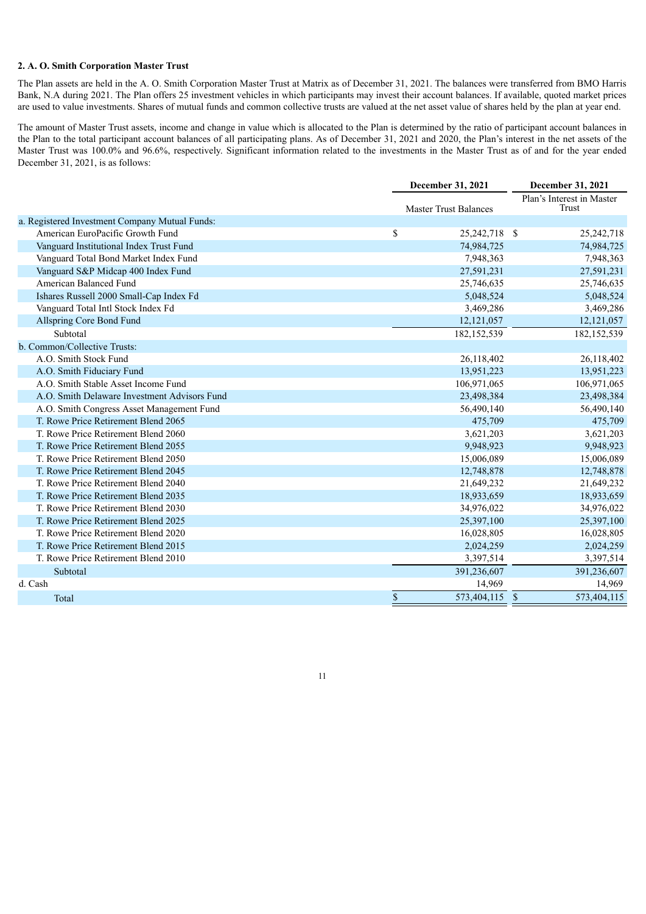### 2. A. O. Smith Corporation Master Trust

The Plan assets are held in the A. O. Smith Corporation Master Trust at Matrix as of December 31, 2021. The balances were transferred from BMO Harris Bank, N.A during 2021. The Plan offers 25 investment vehicles in which participants may invest their account balances. If available, quoted market prices are used to value investments. Shares of mutual funds and common collective trusts are valued at the net asset value of shares held by the plan at year end.

The amount of Master Trust assets, income and change in value which is allocated to the Plan is determined by the ratio of participant account balances in the Plan to the total participant account balances of all participating plans. As of December 31, 2021 and 2020, the Plan's interest in the net assets of the Master Trust was 100.0% and 96.6%, respectively. Significant information related to the investments in the Master Trust as of and for the year ended December 31, 2021, is as follows:

| | December 31, 2021 | December 31, 2021 |
|---|---|---|
| | Master Trust Balances | Plan's Interest in Master Trust |
| a. Registered Investment Company Mutual Funds: | | |
| American EuroPacific Growth Fund | $ 25,242,718 | $ 25,242,718 |
| Vanguard Institutional Index Trust Fund | 74,984,725 | 74,984,725 |
| Vanguard Total Bond Market Index Fund | 7,948,363 | 7,948,363 |
| Vanguard S&P Midcap 400 Index Fund | 27,591,231 | 27,591,231 |
| American Balanced Fund | 25,746,635 | 25,746,635 |
| Ishares Russell 2000 Small-Cap Index Fd | 5,048,524 | 5,048,524 |
| Vanguard Total Intl Stock Index Fd | 3,469,286 | 3,469,286 |
| Allspring Core Bond Fund | 12,121,057 | 12,121,057 |
| Subtotal | 182,152,539 | 182,152,539 |
| b. Common/Collective Trusts: | | |
| A.O. Smith Stock Fund | 26,118,402 | 26,118,402 |
| A.O. Smith Fiduciary Fund | 13,951,223 | 13,951,223 |
| A.O. Smith Stable Asset Income Fund | 106,971,065 | 106,971,065 |
| A.O. Smith Delaware Investment Advisors Fund | 23,498,384 | 23,498,384 |
| A.O. Smith Congress Asset Management Fund | 56,490,140 | 56,490,140 |
| T. Rowe Price Retirement Blend 2065 | 475,709 | 475,709 |
| T. Rowe Price Retirement Blend 2060 | 3,621,203 | 3,621,203 |
| T. Rowe Price Retirement Blend 2055 | 9,948,923 | 9,948,923 |
| T. Rowe Price Retirement Blend 2050 | 15,006,089 | 15,006,089 |
| T. Rowe Price Retirement Blend 2045 | 12,748,878 | 12,748,878 |
| T. Rowe Price Retirement Blend 2040 | 21,649,232 | 21,649,232 |
| T. Rowe Price Retirement Blend 2035 | 18,933,659 | 18,933,659 |
| T. Rowe Price Retirement Blend 2030 | 34,976,022 | 34,976,022 |
| T. Rowe Price Retirement Blend 2025 | 25,397,100 | 25,397,100 |
| T. Rowe Price Retirement Blend 2020 | 16,028,805 | 16,028,805 |
| T. Rowe Price Retirement Blend 2015 | 2,024,259 | 2,024,259 |
| T. Rowe Price Retirement Blend 2010 | 3,397,514 | 3,397,514 |
| Subtotal | 391,236,607 | 391,236,607 |
| d. Cash | 14,969 | 14,969 |
| Total | $ 573,404,115 | $ 573,404,115 |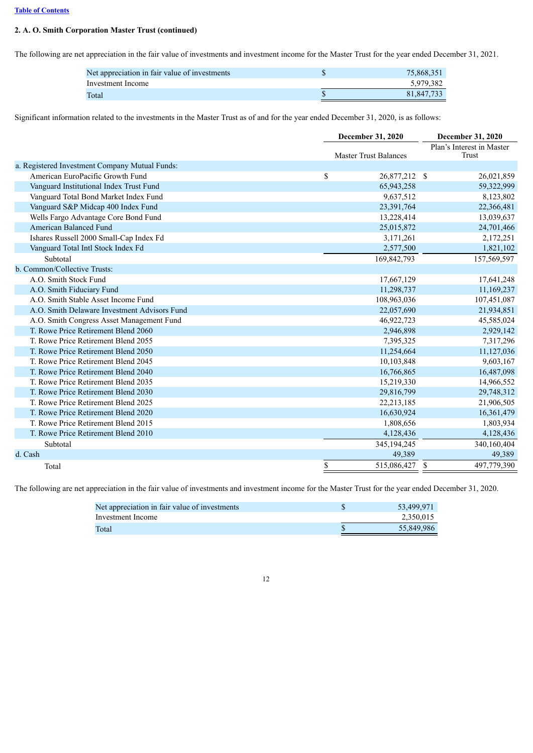[Table of Contents](#)

**2. A. O. Smith Corporation Master Trust (continued)**

The following are net appreciation in the fair value of investments and investment income for the Master Trust for the year ended December 31, 2021.

| | | |
|---|---|---|
| Net appreciation in fair value of investments | $ | 75,868,351 |
| Investment Income | | 5,979,382 |
| Total | $ | 81,847,733 |

Significant information related to the investments in the Master Trust as of and for the year ended December 31, 2020, is as follows:

| | December 31, 2020 | December 31, 2020 |
|---|---|---|
| | Master Trust Balances | Plan's Interest in Master Trust |
| a. Registered Investment Company Mutual Funds: | | |
| American EuroPacific Growth Fund | $ 26,877,212 | $ 26,021,859 |
| Vanguard Institutional Index Trust Fund | 65,943,258 | 59,322,999 |
| Vanguard Total Bond Market Index Fund | 9,637,512 | 8,123,802 |
| Vanguard S&P Midcap 400 Index Fund | 23,391,764 | 22,366,481 |
| Wells Fargo Advantage Core Bond Fund | 13,228,414 | 13,039,637 |
| American Balanced Fund | 25,015,872 | 24,701,466 |
| Ishares Russell 2000 Small-Cap Index Fd | 3,171,261 | 2,172,251 |
| Vanguard Total Intl Stock Index Fd | 2,577,500 | 1,821,102 |
| Subtotal | 169,842,793 | 157,569,597 |
| b. Common/Collective Trusts: | | |
| A.O. Smith Stock Fund | 17,667,129 | 17,641,248 |
| A.O. Smith Fiduciary Fund | 11,298,737 | 11,169,237 |
| A.O. Smith Stable Asset Income Fund | 108,963,036 | 107,451,087 |
| A.O. Smith Delaware Investment Advisors Fund | 22,057,690 | 21,934,851 |
| A.O. Smith Congress Asset Management Fund | 46,922,723 | 45,585,024 |
| T. Rowe Price Retirement Blend 2060 | 2,946,898 | 2,929,142 |
| T. Rowe Price Retirement Blend 2055 | 7,395,325 | 7,317,296 |
| T. Rowe Price Retirement Blend 2050 | 11,254,664 | 11,127,036 |
| T. Rowe Price Retirement Blend 2045 | 10,103,848 | 9,603,167 |
| T. Rowe Price Retirement Blend 2040 | 16,766,865 | 16,487,098 |
| T. Rowe Price Retirement Blend 2035 | 15,219,330 | 14,966,552 |
| T. Rowe Price Retirement Blend 2030 | 29,816,799 | 29,748,312 |
| T. Rowe Price Retirement Blend 2025 | 22,213,185 | 21,906,505 |
| T. Rowe Price Retirement Blend 2020 | 16,630,924 | 16,361,479 |
| T. Rowe Price Retirement Blend 2015 | 1,808,656 | 1,803,934 |
| T. Rowe Price Retirement Blend 2010 | 4,128,436 | 4,128,436 |
| Subtotal | 345,194,245 | 340,160,404 |
| d. Cash | 49,389 | 49,389 |
| Total | $ 515,086,427 | $ 497,779,390 |

The following are net appreciation in the fair value of investments and investment income for the Master Trust for the year ended December 31, 2020.

| | | |
|---|---|---|
| Net appreciation in fair value of investments | $ | 53,499,971 |
| Investment Income | | 2,350,015 |
| Total | $ | 55,849,986 |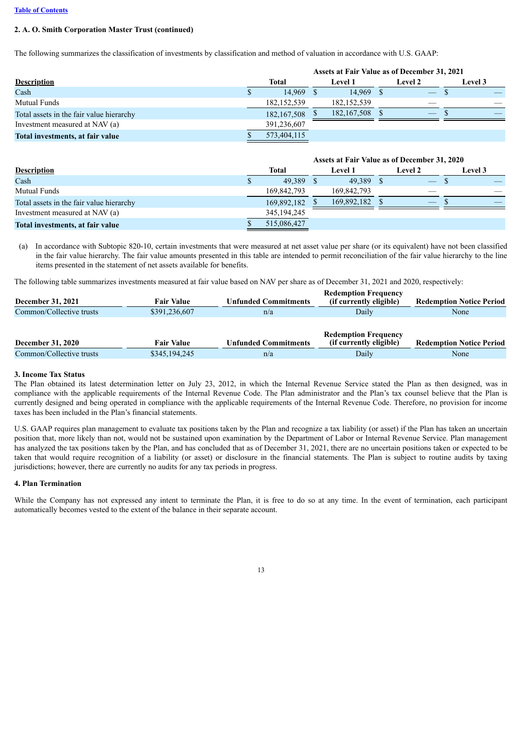[Table of Contents](#)

**2. A. O. Smith Corporation Master Trust (continued)**

The following summarizes the classification of investments by classification and method of valuation in accordance with U.S. GAAP:

| Description | Total | Level 1 | Level 2 | Level 3 |
|---|---|---|---|---|
| | Assets at Fair Value as of December 31, 2021 | | | |
| Cash | $ 14,969 | $ 14,969 | $ — | $ — |
| Mutual Funds | 182,152,539 | 182,152,539 | — | — |
| Total assets in the fair value hierarchy | 182,167,508 | $ 182,167,508 | $ — | $ — |
| Investment measured at NAV (a) | 391,236,607 | | | |
| **Total investments, at fair value** | $ 573,404,115 | | | |

| Description | Total | Level 1 | Level 2 | Level 3 |
|---|---|---|---|---|
| | Assets at Fair Value as of December 31, 2020 | | | |
| Cash | $ 49,389 | $ 49,389 | $ — | $ — |
| Mutual Funds | 169,842,793 | 169,842,793 | — | — |
| Total assets in the fair value hierarchy | 169,892,182 | $ 169,892,182 | $ — | $ — |
| Investment measured at NAV (a) | 345,194,245 | | | |
| **Total investments, at fair value** | $ 515,086,427 | | | |

(a) In accordance with Subtopic 820-10, certain investments that were measured at net asset value per share (or its equivalent) have not been classified in the fair value hierarchy. The fair value amounts presented in this table are intended to permit reconciliation of the fair value hierarchy to the line items presented in the statement of net assets available for benefits.

The following table summarizes investments measured at fair value based on NAV per share as of December 31, 2021 and 2020, respectively:

| December 31, 2021 | Fair Value | Unfunded Commitments | Redemption Frequency (if currently eligible) | Redemption Notice Period |
|---|---|---|---|---|
| Common/Collective trusts | $391,236,607 | n/a | Daily | None |

| December 31, 2020 | Fair Value | Unfunded Commitments | Redemption Frequency (if currently eligible) | Redemption Notice Period |
|---|---|---|---|---|
| Common/Collective trusts | $345,194,245 | n/a | Daily | None |

**3. Income Tax Status**

The Plan obtained its latest determination letter on July 23, 2012, in which the Internal Revenue Service stated the Plan as then designed, was in compliance with the applicable requirements of the Internal Revenue Code. The Plan administrator and the Plan's tax counsel believe that the Plan is currently designed and being operated in compliance with the applicable requirements of the Internal Revenue Code. Therefore, no provision for income taxes has been included in the Plan's financial statements.

U.S. GAAP requires plan management to evaluate tax positions taken by the Plan and recognize a tax liability (or asset) if the Plan has taken an uncertain position that, more likely than not, would not be sustained upon examination by the Department of Labor or Internal Revenue Service. Plan management has analyzed the tax positions taken by the Plan, and has concluded that as of December 31, 2021, there are no uncertain positions taken or expected to be taken that would require recognition of a liability (or asset) or disclosure in the financial statements. The Plan is subject to routine audits by taxing jurisdictions; however, there are currently no audits for any tax periods in progress.

**4. Plan Termination**

While the Company has not expressed any intent to terminate the Plan, it is free to do so at any time. In the event of termination, each participant automatically becomes vested to the extent of the balance in their separate account.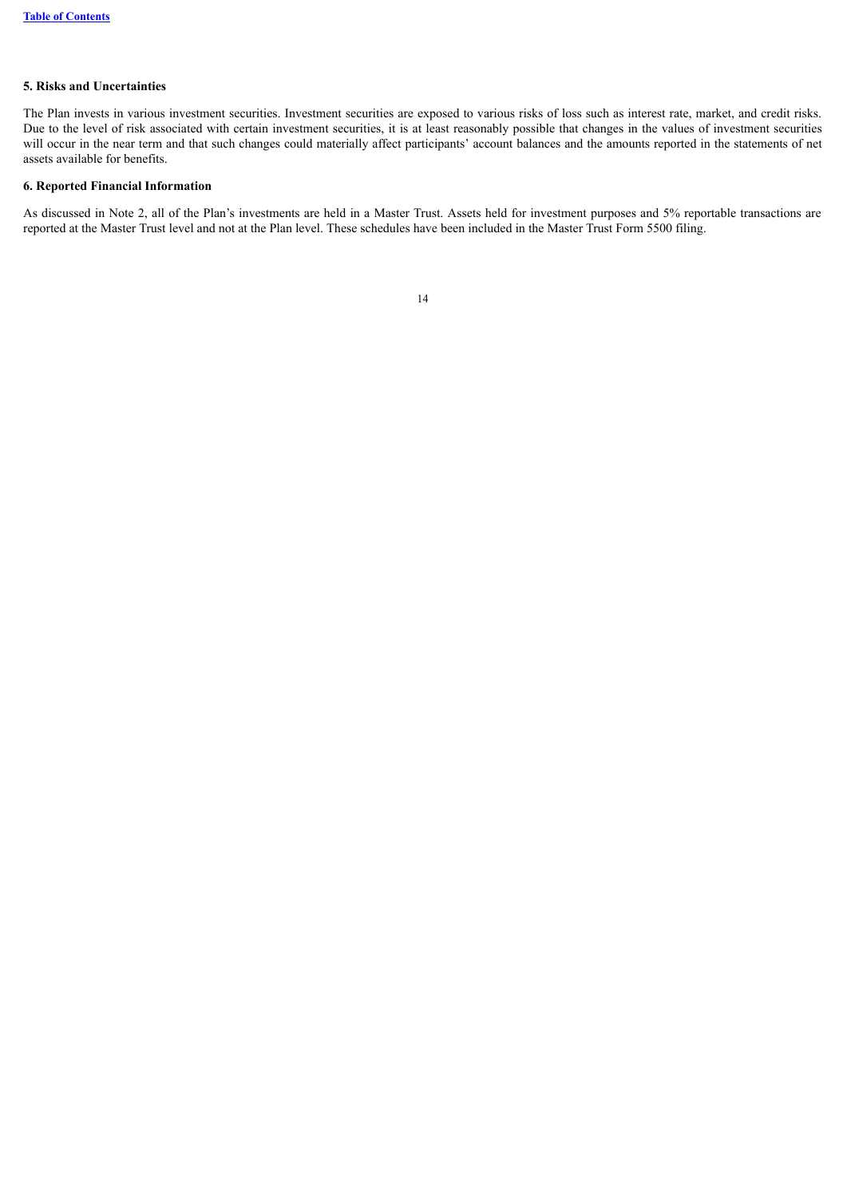**5. Risks and Uncertainties**

The Plan invests in various investment securities. Investment securities are exposed to various risks of loss such as interest rate, market, and credit risks. Due to the level of risk associated with certain investment securities, it is at least reasonably possible that changes in the values of investment securities will occur in the near term and that such changes could materially affect participants' account balances and the amounts reported in the statements of net assets available for benefits.

**6. Reported Financial Information**

As discussed in Note 2, all of the Plan's investments are held in a Master Trust. Assets held for investment purposes and 5% reportable transactions are reported at the Master Trust level and not at the Plan level. These schedules have been included in the Master Trust Form 5500 filing.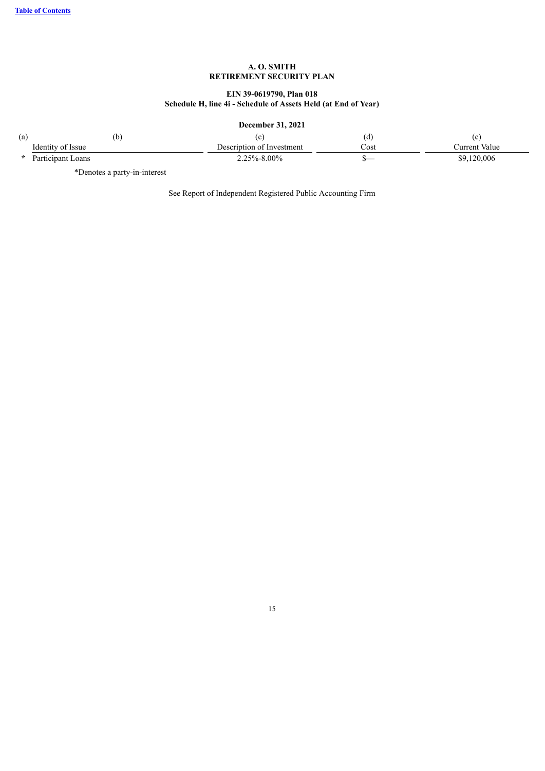**A. O. SMITH**
**RETIREMENT SECURITY PLAN**

**EIN 39-0619790, Plan 018**
**Schedule H, line 4i - Schedule of Assets Held (at End of Year)**

**December 31, 2021**

| (a) | (b) | (c) | (d) | (e) |
|---|---|---|---|---|
| | Identity of Issue | Description of Investment | Cost | Current Value |
| * | Participant Loans | 2.25%-8.00% | $— | $9,120,006 |

*Denotes a party-in-interest

See Report of Independent Registered Public Accounting Firm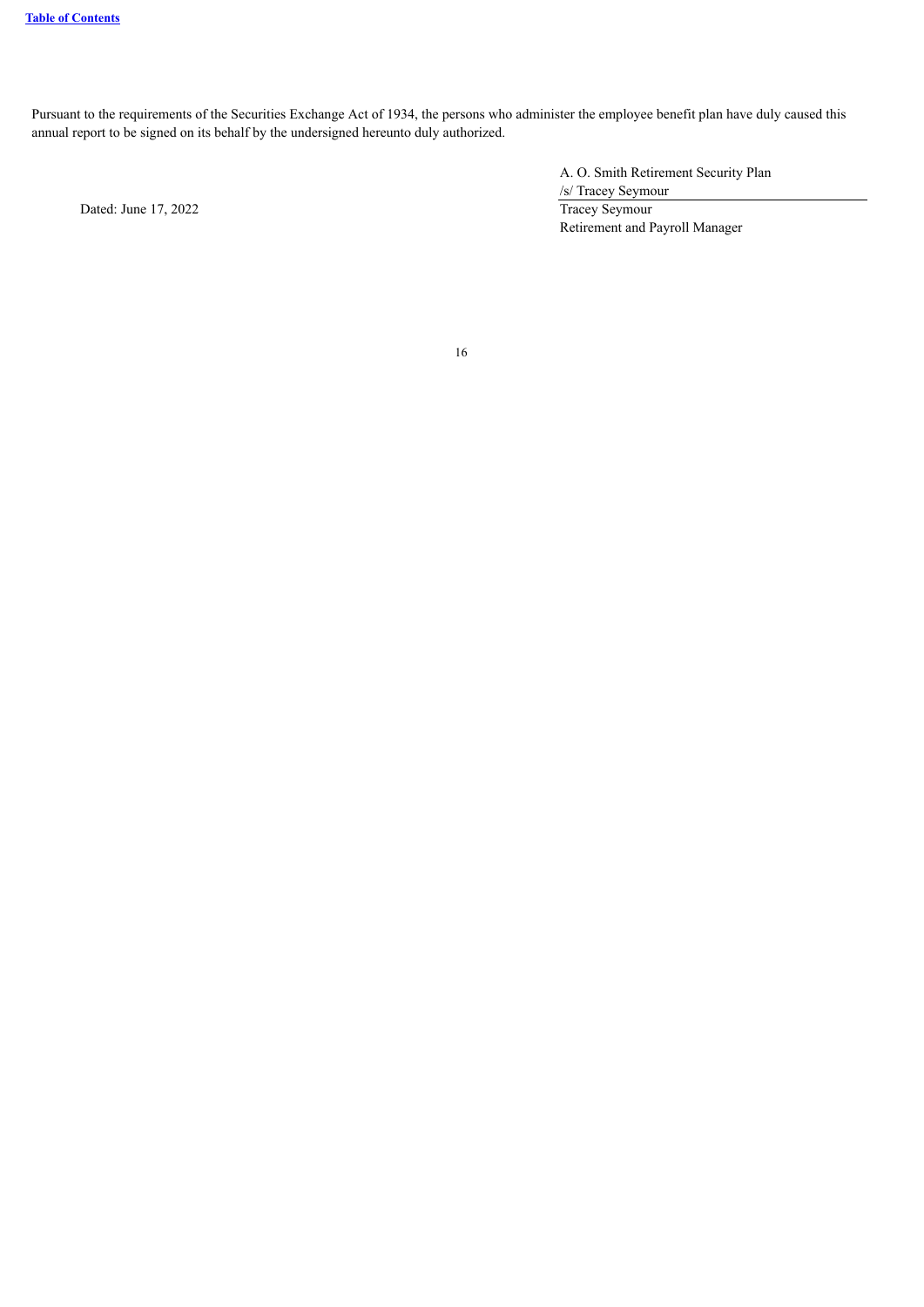Pursuant to the requirements of the Securities Exchange Act of 1934, the persons who administer the employee benefit plan have duly caused this annual report to be signed on its behalf by the undersigned hereunto duly authorized.

| | A. O. Smith Retirement Security Plan |
|---|---|
| | /s/ Tracey Seymour |
| Dated: June 17, 2022 | Tracey Seymour |
| | Retirement and Payroll Manager |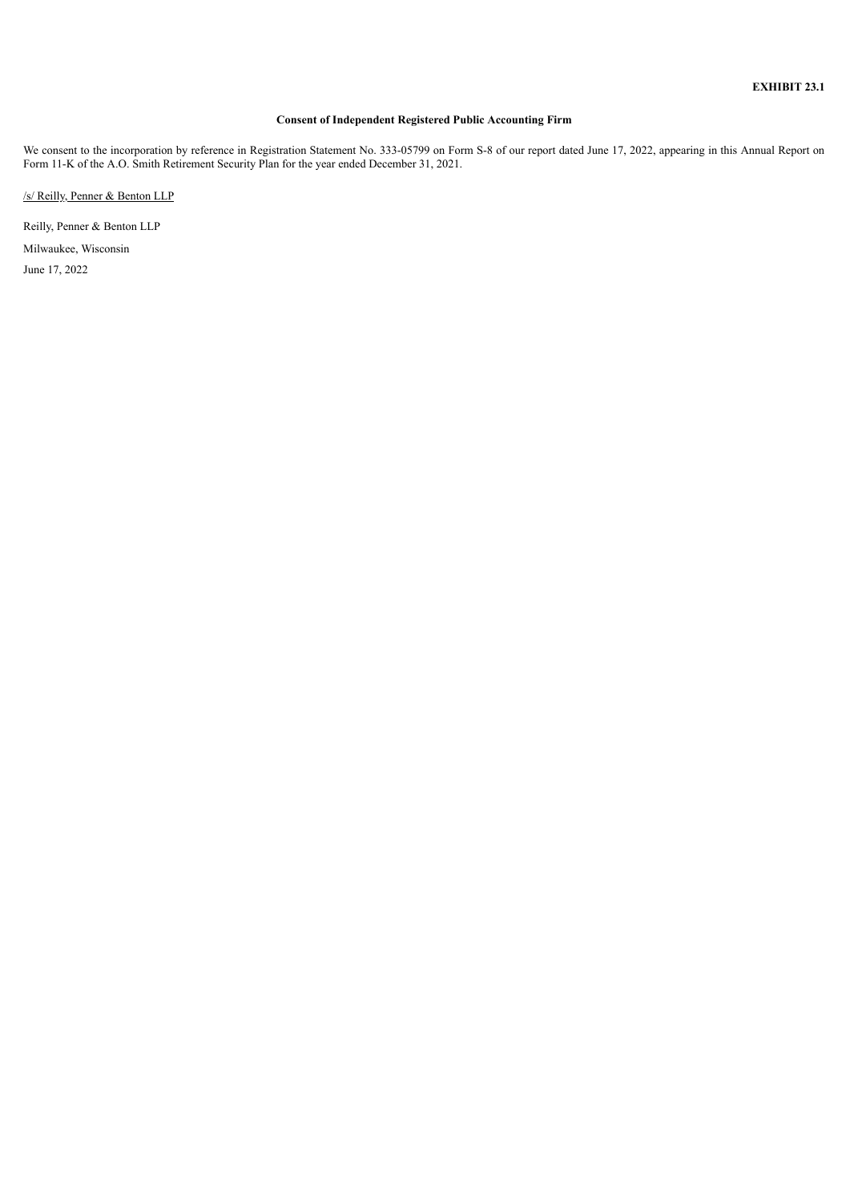**EXHIBIT 23.1**

**Consent of Independent Registered Public Accounting Firm**

We consent to the incorporation by reference in Registration Statement No. 333-05799 on Form S-8 of our report dated June 17, 2022, appearing in this Annual Report on Form 11-K of the A.O. Smith Retirement Security Plan for the year ended December 31, 2021.

/s/ Reilly, Penner & Benton LLP

Reilly, Penner & Benton LLP

Milwaukee, Wisconsin

June 17, 2022